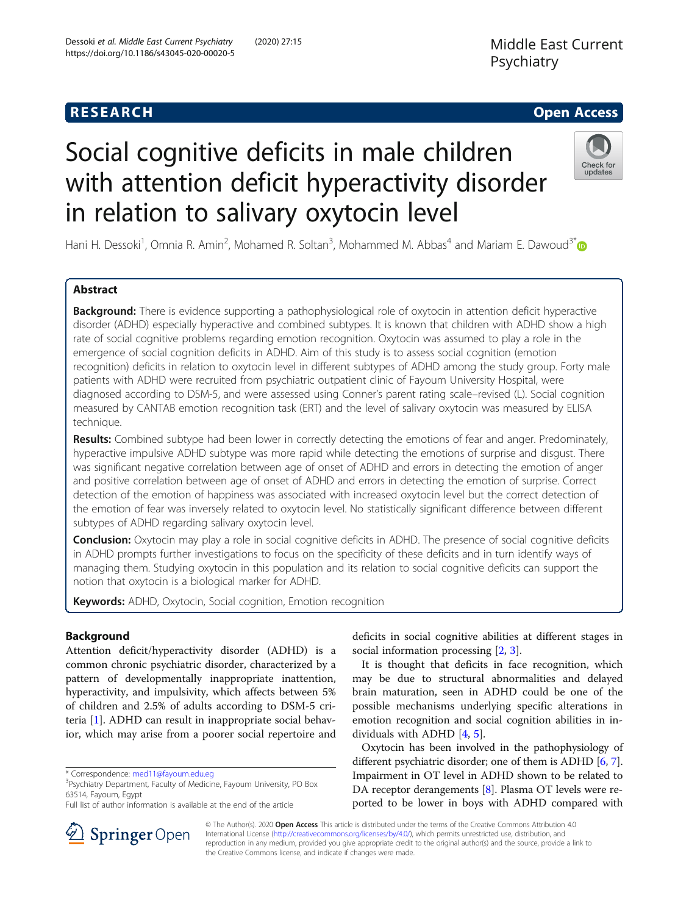RESEARCH

Open Access

# Social cognitive deficits in male children with attention deficit hyperactivity disorder in relation to salivary oxytocin level

Hani H. Dessoki[1], Omnia R. Amin[2], Mohamed R. Soltan[3], Mohammed M. Abbas[4] and Mariam E. Dawoud[3*]

## Abstract

**Background:** There is evidence supporting a pathophysiological role of oxytocin in attention deficit hyperactive disorder (ADHD) especially hyperactive and combined subtypes. It is known that children with ADHD show a high rate of social cognitive problems regarding emotion recognition. Oxytocin was assumed to play a role in the emergence of social cognition deficits in ADHD. Aim of this study is to assess social cognition (emotion recognition) deficits in relation to oxytocin level in different subtypes of ADHD among the study group. Forty male patients with ADHD were recruited from psychiatric outpatient clinic of Fayoum University Hospital, were diagnosed according to DSM-5, and were assessed using Conner's parent rating scale–revised (L). Social cognition measured by CANTAB emotion recognition task (ERT) and the level of salivary oxytocin was measured by ELISA technique.

**Results:** Combined subtype had been lower in correctly detecting the emotions of fear and anger. Predominately, hyperactive impulsive ADHD subtype was more rapid while detecting the emotions of surprise and disgust. There was significant negative correlation between age of onset of ADHD and errors in detecting the emotion of anger and positive correlation between age of onset of ADHD and errors in detecting the emotion of surprise. Correct detection of the emotion of happiness was associated with increased oxytocin level but the correct detection of the emotion of fear was inversely related to oxytocin level. No statistically significant difference between different subtypes of ADHD regarding salivary oxytocin level.

**Conclusion:** Oxytocin may play a role in social cognitive deficits in ADHD. The presence of social cognitive deficits in ADHD prompts further investigations to focus on the specificity of these deficits and in turn identify ways of managing them. Studying oxytocin in this population and its relation to social cognitive deficits can support the notion that oxytocin is a biological marker for ADHD.

**Keywords:** ADHD, Oxytocin, Social cognition, Emotion recognition

## Background

Attention deficit/hyperactivity disorder (ADHD) is a common chronic psychiatric disorder, characterized by a pattern of developmentally inappropriate inattention, hyperactivity, and impulsivity, which affects between 5% of children and 2.5% of adults according to DSM-5 criteria [1]. ADHD can result in inappropriate social behavior, which may arise from a poorer social repertoire and deficits in social cognitive abilities at different stages in social information processing [2, 3].

It is thought that deficits in face recognition, which may be due to structural abnormalities and delayed brain maturation, seen in ADHD could be one of the possible mechanisms underlying specific alterations in emotion recognition and social cognition abilities in individuals with ADHD [4, 5].

Oxytocin has been involved in the pathophysiology of different psychiatric disorder; one of them is ADHD [6, 7]. Impairment in OT level in ADHD shown to be related to DA receptor derangements [8]. Plasma OT levels were reported to be lower in boys with ADHD compared with

\* Correspondence: med11@fayoum.edu.eg
[3]Psychiatry Department, Faculty of Medicine, Fayoum University, PO Box 63514, Fayoum, Egypt
Full list of author information is available at the end of the article

© The Author(s). 2020 **Open Access** This article is distributed under the terms of the Creative Commons Attribution 4.0 International License (http://creativecommons.org/licenses/by/4.0/), which permits unrestricted use, distribution, and reproduction in any medium, provided you give appropriate credit to the original author(s) and the source, provide a link to the Creative Commons license, and indicate if changes were made.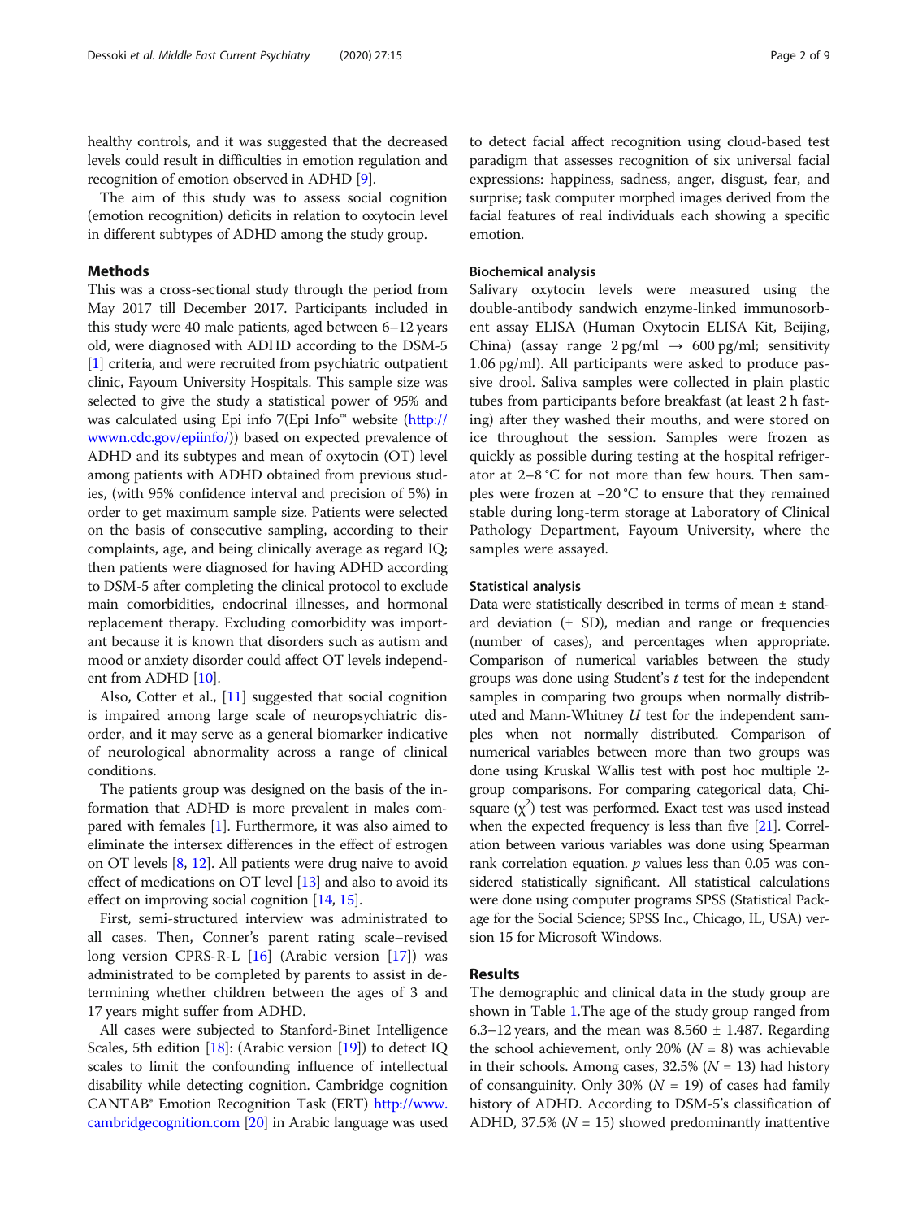healthy controls, and it was suggested that the decreased levels could result in difficulties in emotion regulation and recognition of emotion observed in ADHD [9].

The aim of this study was to assess social cognition (emotion recognition) deficits in relation to oxytocin level in different subtypes of ADHD among the study group.

## Methods

This was a cross-sectional study through the period from May 2017 till December 2017. Participants included in this study were 40 male patients, aged between 6–12 years old, were diagnosed with ADHD according to the DSM-5 [1] criteria, and were recruited from psychiatric outpatient clinic, Fayoum University Hospitals. This sample size was selected to give the study a statistical power of 95% and was calculated using Epi info 7(Epi Info™ website (http://wwwn.cdc.gov/epiinfo/)) based on expected prevalence of ADHD and its subtypes and mean of oxytocin (OT) level among patients with ADHD obtained from previous studies, (with 95% confidence interval and precision of 5%) in order to get maximum sample size. Patients were selected on the basis of consecutive sampling, according to their complaints, age, and being clinically average as regard IQ; then patients were diagnosed for having ADHD according to DSM-5 after completing the clinical protocol to exclude main comorbidities, endocrinal illnesses, and hormonal replacement therapy. Excluding comorbidity was important because it is known that disorders such as autism and mood or anxiety disorder could affect OT levels independent from ADHD [10].

Also, Cotter et al., [11] suggested that social cognition is impaired among large scale of neuropsychiatric disorder, and it may serve as a general biomarker indicative of neurological abnormality across a range of clinical conditions.

The patients group was designed on the basis of the information that ADHD is more prevalent in males compared with females [1]. Furthermore, it was also aimed to eliminate the intersex differences in the effect of estrogen on OT levels [8, 12]. All patients were drug naive to avoid effect of medications on OT level [13] and also to avoid its effect on improving social cognition [14, 15].

First, semi-structured interview was administrated to all cases. Then, Conner's parent rating scale–revised long version CPRS-R-L [16] (Arabic version [17]) was administrated to be completed by parents to assist in determining whether children between the ages of 3 and 17 years might suffer from ADHD.

All cases were subjected to Stanford-Binet Intelligence Scales, 5th edition [18]: (Arabic version [19]) to detect IQ scales to limit the confounding influence of intellectual disability while detecting cognition. Cambridge cognition CANTAB® Emotion Recognition Task (ERT) http://www.cambridgecognition.com [20] in Arabic language was used to detect facial affect recognition using cloud-based test paradigm that assesses recognition of six universal facial expressions: happiness, sadness, anger, disgust, fear, and surprise; task computer morphed images derived from the facial features of real individuals each showing a specific emotion.

### Biochemical analysis

Salivary oxytocin levels were measured using the double-antibody sandwich enzyme-linked immunosorbent assay ELISA (Human Oxytocin ELISA Kit, Beijing, China) (assay range 2 pg/ml → 600 pg/ml; sensitivity 1.06 pg/ml). All participants were asked to produce passive drool. Saliva samples were collected in plain plastic tubes from participants before breakfast (at least 2 h fasting) after they washed their mouths, and were stored on ice throughout the session. Samples were frozen as quickly as possible during testing at the hospital refrigerator at 2–8 °C for not more than few hours. Then samples were frozen at −20 °C to ensure that they remained stable during long-term storage at Laboratory of Clinical Pathology Department, Fayoum University, where the samples were assayed.

### Statistical analysis

Data were statistically described in terms of mean ± standard deviation (± SD), median and range or frequencies (number of cases), and percentages when appropriate. Comparison of numerical variables between the study groups was done using Student's $t$ test for the independent samples in comparing two groups when normally distributed and Mann-Whitney $U$ test for the independent samples when not normally distributed. Comparison of numerical variables between more than two groups was done using Kruskal Wallis test with post hoc multiple 2-group comparisons. For comparing categorical data, Chi-square ($\chi^2$) test was performed. Exact test was used instead when the expected frequency is less than five [21]. Correlation between various variables was done using Spearman rank correlation equation. $p$ values less than 0.05 was considered statistically significant. All statistical calculations were done using computer programs SPSS (Statistical Package for the Social Science; SPSS Inc., Chicago, IL, USA) version 15 for Microsoft Windows.

## Results

The demographic and clinical data in the study group are shown in Table 1.The age of the study group ranged from 6.3–12 years, and the mean was 8.560 ± 1.487. Regarding the school achievement, only 20% ($N$ = 8) was achievable in their schools. Among cases, 32.5% ($N$ = 13) had history of consanguinity. Only 30% ($N$ = 19) of cases had family history of ADHD. According to DSM-5's classification of ADHD, 37.5% ($N$ = 15) showed predominantly inattentive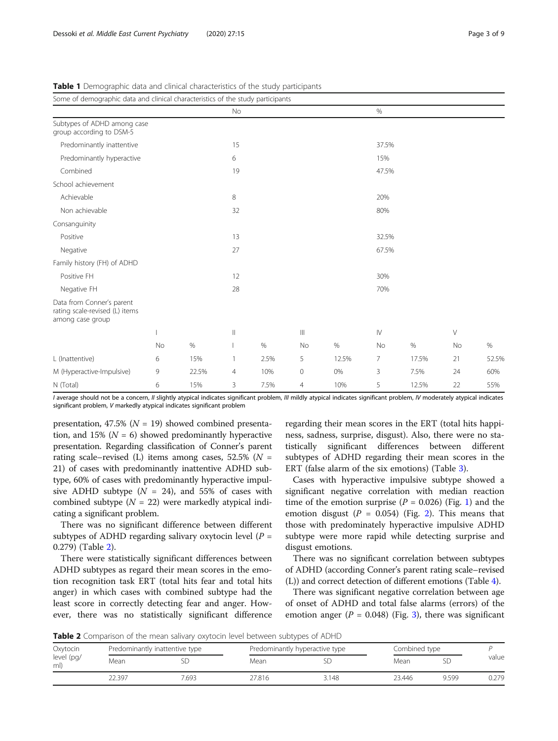**Table 1** Demographic data and clinical characteristics of the study participants

| Some of demographic data and clinical characteristics of the study participants | | | | | | | | | | |
|---|---|---|---|---|---|---|---|---|---|---|
| | No | | | | | % | | | | |
| Subtypes of ADHD among case group according to DSM-5 | | | | | | | | | | |
| Predominantly inattentive | 15 | | | | | 37.5% | | | | |
| Predominantly hyperactive | 6 | | | | | 15% | | | | |
| Combined | 19 | | | | | 47.5% | | | | |
| School achievement | | | | | | | | | | |
| Achievable | 8 | | | | | 20% | | | | |
| Non achievable | 32 | | | | | 80% | | | | |
| Consanguinity | | | | | | | | | | |
| Positive | 13 | | | | | 32.5% | | | | |
| Negative | 27 | | | | | 67.5% | | | | |
| Family history (FH) of ADHD | | | | | | | | | | |
| Positive FH | 12 | | | | | 30% | | | | |
| Negative FH | 28 | | | | | 70% | | | | |
| Data from Conner's parent rating scale-revised (L) items among case group | | | | | | | | | | |
| | I | | II | | III | | IV | | V | |
| | No | % | I | % | No | % | No | % | No | % |
| L (Inattentive) | 6 | 15% | 1 | 2.5% | 5 | 12.5% | 7 | 17.5% | 21 | 52.5% |
| M (Hyperactive-Impulsive) | 9 | 22.5% | 4 | 10% | 0 | 0% | 3 | 7.5% | 24 | 60% |
| N (Total) | 6 | 15% | 3 | 7.5% | 4 | 10% | 5 | 12.5% | 22 | 55% |

*I* average should not be a concern, *II* slightly atypical indicates significant problem, *III* mildly atypical indicates significant problem, *IV* moderately atypical indicates significant problem, *V* markedly atypical indicates significant problem

presentation, 47.5% ($N$ = 19) showed combined presentation, and 15% ($N$ = 6) showed predominantly hyperactive presentation. Regarding classification of Conner's parent rating scale–revised (L) items among cases, 52.5% ($N$ = 21) of cases with predominantly inattentive ADHD subtype, 60% of cases with predominantly hyperactive impulsive ADHD subtype ($N$ = 24), and 55% of cases with combined subtype ($N$ = 22) were markedly atypical indicating a significant problem.

There was no significant difference between different subtypes of ADHD regarding salivary oxytocin level ($P$ = 0.279) (Table 2).

There were statistically significant differences between ADHD subtypes as regard their mean scores in the emotion recognition task ERT (total hits fear and total hits anger) in which cases with combined subtype had the least score in correctly detecting fear and anger. However, there was no statistically significant difference regarding their mean scores in the ERT (total hits happiness, sadness, surprise, disgust). Also, there were no statistically significant differences between different subtypes of ADHD regarding their mean scores in the ERT (false alarm of the six emotions) (Table 3).

Cases with hyperactive impulsive subtype showed a significant negative correlation with median reaction time of the emotion surprise ($P$ = 0.026) (Fig. 1) and the emotion disgust ($P$ = 0.054) (Fig. 2). This means that those with predominately hyperactive impulsive ADHD subtype were more rapid while detecting surprise and disgust emotions.

There was no significant correlation between subtypes of ADHD (according Conner's parent rating scale–revised (L)) and correct detection of different emotions (Table 4).

There was significant negative correlation between age of onset of ADHD and total false alarms (errors) of the emotion anger ($P$ = 0.048) (Fig. 3), there was significant

**Table 2** Comparison of the mean salivary oxytocin level between subtypes of ADHD

| Oxytocin level (pg/ml) | Predominantly inattentive type | | Predominantly hyperactive type | | Combined type | | P value |
|---|---|---|---|---|---|---|---|
| | Mean | SD | Mean | SD | Mean | SD | |
| | 22.397 | 7.693 | 27.816 | 3.148 | 23.446 | 9.599 | 0.279 |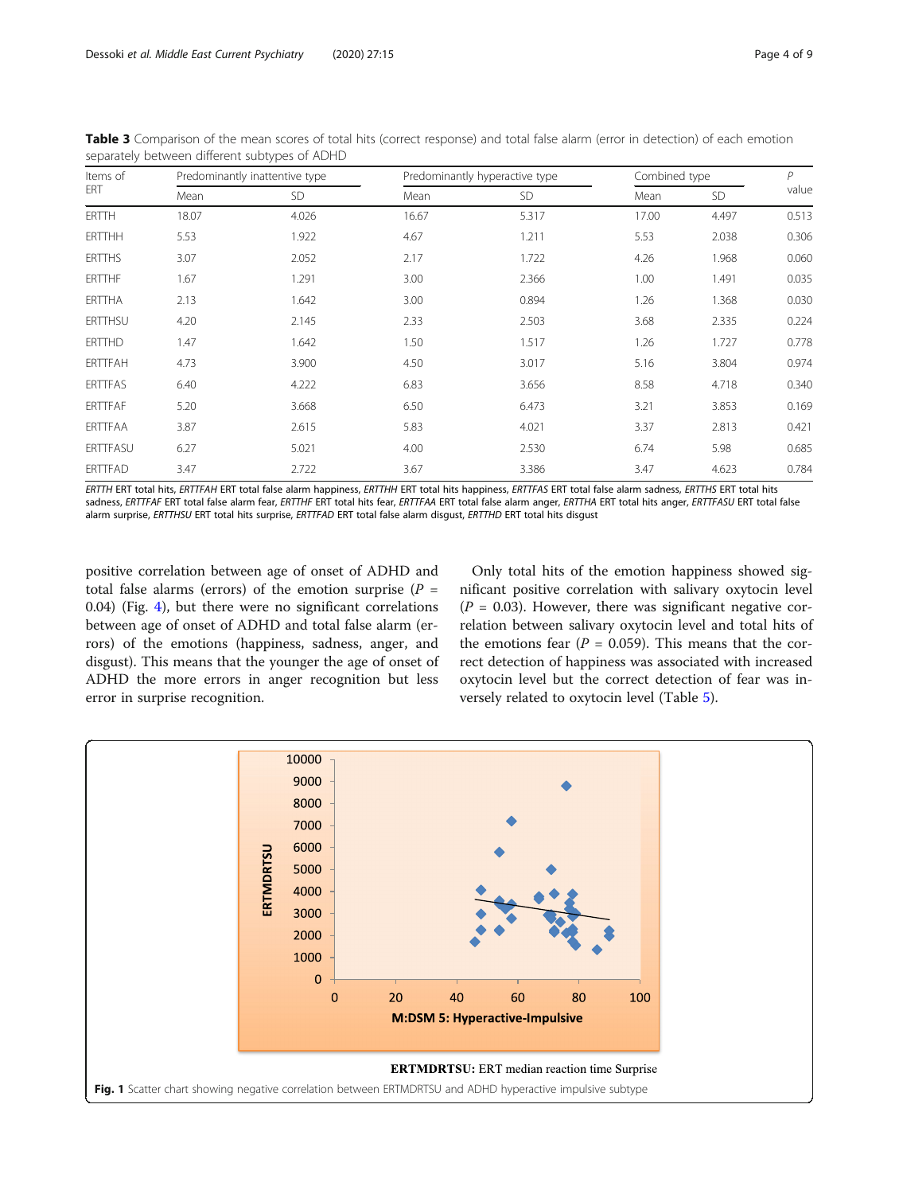**Table 3** Comparison of the mean scores of total hits (correct response) and total false alarm (error in detection) of each emotion separately between different subtypes of ADHD

| Items of ERT | Predominantly inattentive type | | Predominantly hyperactive type | | Combined type | | P value |
|---|---|---|---|---|---|---|---|
| | Mean | SD | Mean | SD | Mean | SD | |
| ERTTH | 18.07 | 4.026 | 16.67 | 5.317 | 17.00 | 4.497 | 0.513 |
| ERTTHH | 5.53 | 1.922 | 4.67 | 1.211 | 5.53 | 2.038 | 0.306 |
| ERTTHS | 3.07 | 2.052 | 2.17 | 1.722 | 4.26 | 1.968 | 0.060 |
| ERTTHF | 1.67 | 1.291 | 3.00 | 2.366 | 1.00 | 1.491 | 0.035 |
| ERTTHA | 2.13 | 1.642 | 3.00 | 0.894 | 1.26 | 1.368 | 0.030 |
| ERTTHSU | 4.20 | 2.145 | 2.33 | 2.503 | 3.68 | 2.335 | 0.224 |
| ERTTHD | 1.47 | 1.642 | 1.50 | 1.517 | 1.26 | 1.727 | 0.778 |
| ERTTFAH | 4.73 | 3.900 | 4.50 | 3.017 | 5.16 | 3.804 | 0.974 |
| ERTTFAS | 6.40 | 4.222 | 6.83 | 3.656 | 8.58 | 4.718 | 0.340 |
| ERTTFAF | 5.20 | 3.668 | 6.50 | 6.473 | 3.21 | 3.853 | 0.169 |
| ERTTFAA | 3.87 | 2.615 | 5.83 | 4.021 | 3.37 | 2.813 | 0.421 |
| ERTTFASU | 6.27 | 5.021 | 4.00 | 2.530 | 6.74 | 5.98 | 0.685 |
| ERTTFAD | 3.47 | 2.722 | 3.67 | 3.386 | 3.47 | 4.623 | 0.784 |

*ERTTH* ERT total hits, *ERTTFAH* ERT total false alarm happiness, *ERTTHH* ERT total hits happiness, *ERTTFAS* ERT total false alarm sadness, *ERTTHS* ERT total hits sadness, *ERTTFAF* ERT total false alarm fear, *ERTTHF* ERT total hits fear, *ERTTFAA* ERT total false alarm anger, *ERTTHA* ERT total hits anger, *ERTTFASU* ERT total false alarm surprise, *ERTTHSU* ERT total hits surprise, *ERTTFAD* ERT total false alarm disgust, *ERTTHD* ERT total hits disgust

positive correlation between age of onset of ADHD and total false alarms (errors) of the emotion surprise ($P$ = 0.04) (Fig. 4), but there were no significant correlations between age of onset of ADHD and total false alarm (errors) of the emotions (happiness, sadness, anger, and disgust). This means that the younger the age of onset of ADHD the more errors in anger recognition but less error in surprise recognition.

Only total hits of the emotion happiness showed significant positive correlation with salivary oxytocin level ($P$ = 0.03). However, there was significant negative correlation between salivary oxytocin level and total hits of the emotions fear ($P$ = 0.059). This means that the correct detection of happiness was associated with increased oxytocin level but the correct detection of fear was inversely related to oxytocin level (Table 5).

**ERTMDRTSU:** ERT median reaction time Surprise

**Fig. 1** Scatter chart showing negative correlation between ERTMDRTSU and ADHD hyperactive impulsive subtype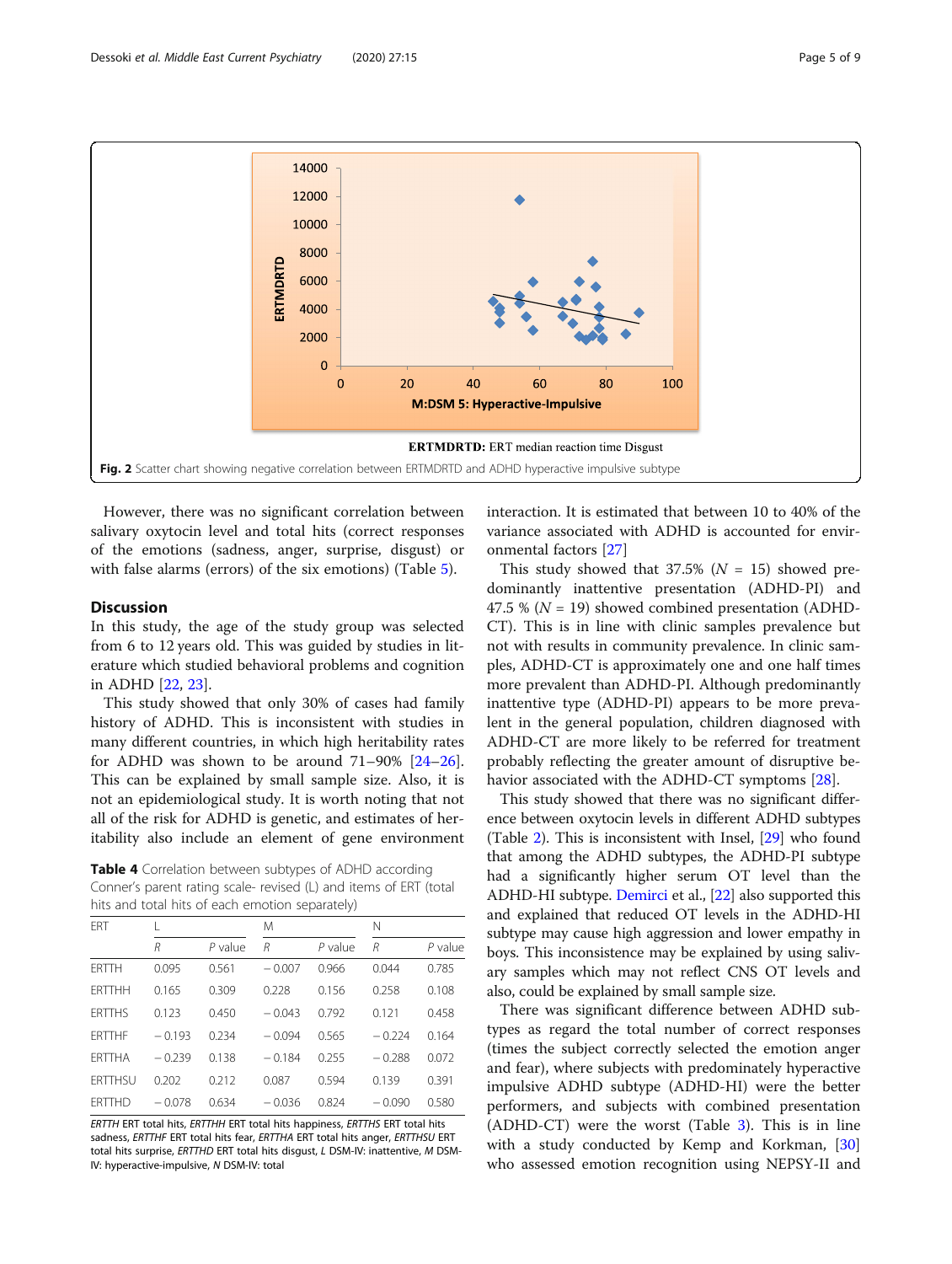ERTMDRTD: ERT median reaction time Disgust

**Fig. 2** Scatter chart showing negative correlation between ERTMDRTD and ADHD hyperactive impulsive subtype

However, there was no significant correlation between salivary oxytocin level and total hits (correct responses of the emotions (sadness, anger, surprise, disgust) or with false alarms (errors) of the six emotions) (Table 5).

## Discussion

In this study, the age of the study group was selected from 6 to 12 years old. This was guided by studies in literature which studied behavioral problems and cognition in ADHD [22, 23].

This study showed that only 30% of cases had family history of ADHD. This is inconsistent with studies in many different countries, in which high heritability rates for ADHD was shown to be around 71–90% [24–26]. This can be explained by small sample size. Also, it is not an epidemiological study. It is worth noting that not all of the risk for ADHD is genetic, and estimates of heritability also include an element of gene environment interaction. It is estimated that between 10 to 40% of the variance associated with ADHD is accounted for environmental factors [27]

**Table 4** Correlation between subtypes of ADHD according Conner's parent rating scale- revised (L) and items of ERT (total hits and total hits of each emotion separately)

| ERT | L | | M | | N | |
|---|---|---|---|---|---|---|
| | R | P value | R | P value | R | P value |
| ERTTH | 0.095 | 0.561 | − 0.007 | 0.966 | 0.044 | 0.785 |
| ERTTHH | 0.165 | 0.309 | 0.228 | 0.156 | 0.258 | 0.108 |
| ERTTHS | 0.123 | 0.450 | − 0.043 | 0.792 | 0.121 | 0.458 |
| ERTTHF | − 0.193 | 0.234 | − 0.094 | 0.565 | − 0.224 | 0.164 |
| ERTTHA | − 0.239 | 0.138 | − 0.184 | 0.255 | − 0.288 | 0.072 |
| ERTTHSU | 0.202 | 0.212 | 0.087 | 0.594 | 0.139 | 0.391 |
| ERTTHD | − 0.078 | 0.634 | − 0.036 | 0.824 | − 0.090 | 0.580 |

*ERTTH* ERT total hits, *ERTTHH* ERT total hits happiness, *ERTTHS* ERT total hits sadness, *ERTTHF* ERT total hits fear, *ERTTHA* ERT total hits anger, *ERTTHSU* ERT total hits surprise, *ERTTHD* ERT total hits disgust, *L* DSM-IV: inattentive, *M* DSM-IV: hyperactive-impulsive, *N* DSM-IV: total

This study showed that 37.5% (N = 15) showed predominantly inattentive presentation (ADHD-PI) and 47.5 % (N = 19) showed combined presentation (ADHD-CT). This is in line with clinic samples prevalence but not with results in community prevalence. In clinic samples, ADHD-CT is approximately one and one half times more prevalent than ADHD-PI. Although predominantly inattentive type (ADHD-PI) appears to be more prevalent in the general population, children diagnosed with ADHD-CT are more likely to be referred for treatment probably reflecting the greater amount of disruptive behavior associated with the ADHD-CT symptoms [28].

This study showed that there was no significant difference between oxytocin levels in different ADHD subtypes (Table 2). This is inconsistent with Insel, [29] who found that among the ADHD subtypes, the ADHD-PI subtype had a significantly higher serum OT level than the ADHD-HI subtype. Demirci et al., [22] also supported this and explained that reduced OT levels in the ADHD-HI subtype may cause high aggression and lower empathy in boys. This inconsistence may be explained by using salivary samples which may not reflect CNS OT levels and also, could be explained by small sample size.

There was significant difference between ADHD subtypes as regard the total number of correct responses (times the subject correctly selected the emotion anger and fear), where subjects with predominately hyperactive impulsive ADHD subtype (ADHD-HI) were the better performers, and subjects with combined presentation (ADHD-CT) were the worst (Table 3). This is in line with a study conducted by Kemp and Korkman, [30] who assessed emotion recognition using NEPSY-II and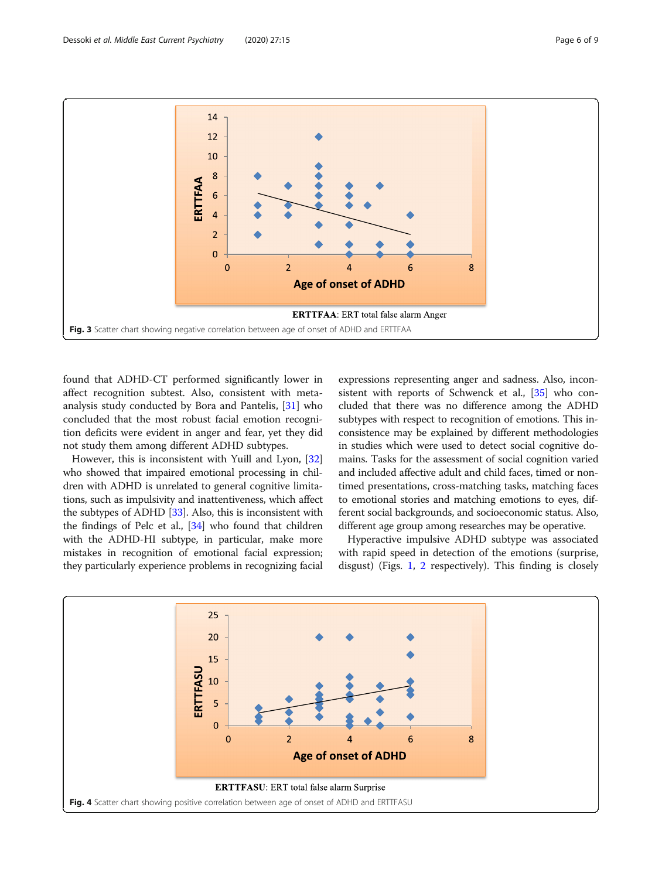ERTTFAA: ERT total false alarm Anger

**Fig. 3** Scatter chart showing negative correlation between age of onset of ADHD and ERTTFAA

found that ADHD-CT performed significantly lower in affect recognition subtest. Also, consistent with meta-analysis study conducted by Bora and Pantelis, [31] who concluded that the most robust facial emotion recognition deficits were evident in anger and fear, yet they did not study them among different ADHD subtypes.

However, this is inconsistent with Yuill and Lyon, [32] who showed that impaired emotional processing in children with ADHD is unrelated to general cognitive limitations, such as impulsivity and inattentiveness, which affect the subtypes of ADHD [33]. Also, this is inconsistent with the findings of Pelc et al., [34] who found that children with the ADHD-HI subtype, in particular, make more mistakes in recognition of emotional facial expression; they particularly experience problems in recognizing facial expressions representing anger and sadness. Also, inconsistent with reports of Schwenck et al., [35] who concluded that there was no difference among the ADHD subtypes with respect to recognition of emotions. This inconsistence may be explained by different methodologies in studies which were used to detect social cognitive domains. Tasks for the assessment of social cognition varied and included affective adult and child faces, timed or non-timed presentations, cross-matching tasks, matching faces to emotional stories and matching emotions to eyes, different social backgrounds, and socioeconomic status. Also, different age group among researches may be operative.

Hyperactive impulsive ADHD subtype was associated with rapid speed in detection of the emotions (surprise, disgust) (Figs. 1, 2 respectively). This finding is closely

ERTTFASU: ERT total false alarm Surprise

**Fig. 4** Scatter chart showing positive correlation between age of onset of ADHD and ERTTFASU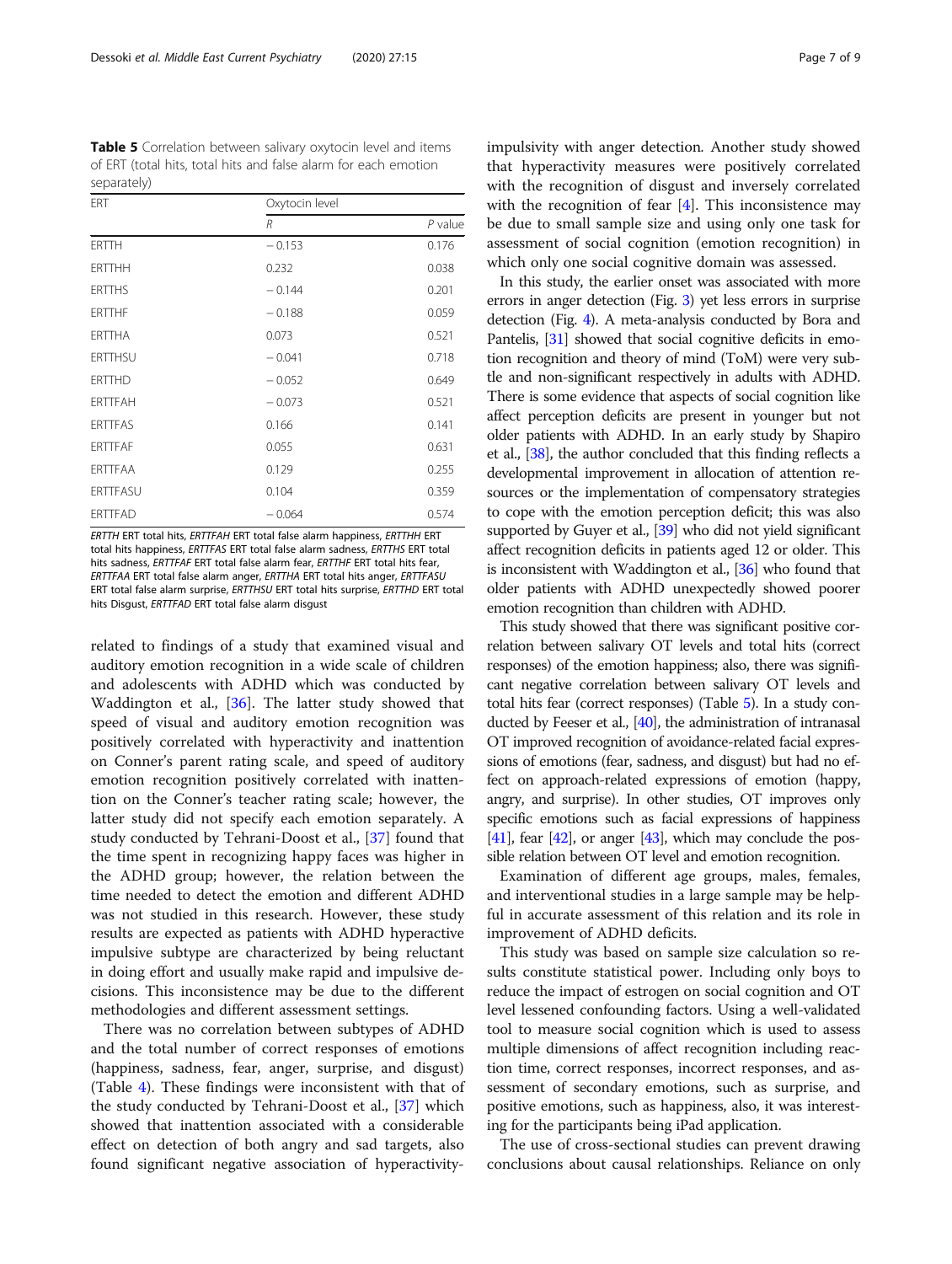**Table 5** Correlation between salivary oxytocin level and items of ERT (total hits, total hits and false alarm for each emotion separately)

| ERT | Oxytocin level | |
|---|---|---|
| | *R* | *P* value |
| ERTTH | − 0.153 | 0.176 |
| ERTTHH | 0.232 | 0.038 |
| ERTTHS | − 0.144 | 0.201 |
| ERTTHF | − 0.188 | 0.059 |
| ERTTHA | 0.073 | 0.521 |
| ERTTHSU | − 0.041 | 0.718 |
| ERTTHD | − 0.052 | 0.649 |
| ERTTFAH | − 0.073 | 0.521 |
| ERTTFAS | 0.166 | 0.141 |
| ERTTFAF | 0.055 | 0.631 |
| ERTTFAA | 0.129 | 0.255 |
| ERTTFASU | 0.104 | 0.359 |
| ERTTFAD | − 0.064 | 0.574 |

*ERTTH* ERT total hits, *ERTTFAH* ERT total false alarm happiness, *ERTTHH* ERT total hits happiness, *ERTTFAS* ERT total false alarm sadness, *ERTTHS* ERT total hits sadness, *ERTTFAF* ERT total false alarm fear, *ERTTHF* ERT total hits fear, *ERTTFAA* ERT total false alarm anger, *ERTTHA* ERT total hits anger, *ERTTFASU* ERT total false alarm surprise, *ERTTHSU* ERT total hits surprise, *ERTTHD* ERT total hits Disgust, *ERTTFAD* ERT total false alarm disgust

related to findings of a study that examined visual and auditory emotion recognition in a wide scale of children and adolescents with ADHD which was conducted by Waddington et al., [36]. The latter study showed that speed of visual and auditory emotion recognition was positively correlated with hyperactivity and inattention on Conner's parent rating scale, and speed of auditory emotion recognition positively correlated with inattention on the Conner's teacher rating scale; however, the latter study did not specify each emotion separately. A study conducted by Tehrani-Doost et al., [37] found that the time spent in recognizing happy faces was higher in the ADHD group; however, the relation between the time needed to detect the emotion and different ADHD was not studied in this research. However, these study results are expected as patients with ADHD hyperactive impulsive subtype are characterized by being reluctant in doing effort and usually make rapid and impulsive decisions. This inconsistence may be due to the different methodologies and different assessment settings.

There was no correlation between subtypes of ADHD and the total number of correct responses of emotions (happiness, sadness, fear, anger, surprise, and disgust) (Table 4). These findings were inconsistent with that of the study conducted by Tehrani-Doost et al., [37] which showed that inattention associated with a considerable effect on detection of both angry and sad targets, also found significant negative association of hyperactivity-impulsivity with anger detection. Another study showed that hyperactivity measures were positively correlated with the recognition of disgust and inversely correlated with the recognition of fear [4]. This inconsistence may be due to small sample size and using only one task for assessment of social cognition (emotion recognition) in which only one social cognitive domain was assessed.

In this study, the earlier onset was associated with more errors in anger detection (Fig. 3) yet less errors in surprise detection (Fig. 4). A meta-analysis conducted by Bora and Pantelis, [31] showed that social cognitive deficits in emotion recognition and theory of mind (ToM) were very subtle and non-significant respectively in adults with ADHD. There is some evidence that aspects of social cognition like affect perception deficits are present in younger but not older patients with ADHD. In an early study by Shapiro et al., [38], the author concluded that this finding reflects a developmental improvement in allocation of attention resources or the implementation of compensatory strategies to cope with the emotion perception deficit; this was also supported by Guyer et al., [39] who did not yield significant affect recognition deficits in patients aged 12 or older. This is inconsistent with Waddington et al., [36] who found that older patients with ADHD unexpectedly showed poorer emotion recognition than children with ADHD.

This study showed that there was significant positive correlation between salivary OT levels and total hits (correct responses) of the emotion happiness; also, there was significant negative correlation between salivary OT levels and total hits fear (correct responses) (Table 5). In a study conducted by Feeser et al., [40], the administration of intranasal OT improved recognition of avoidance-related facial expressions of emotions (fear, sadness, and disgust) but had no effect on approach-related expressions of emotion (happy, angry, and surprise). In other studies, OT improves only specific emotions such as facial expressions of happiness [41], fear [42], or anger [43], which may conclude the possible relation between OT level and emotion recognition.

Examination of different age groups, males, females, and interventional studies in a large sample may be helpful in accurate assessment of this relation and its role in improvement of ADHD deficits.

This study was based on sample size calculation so results constitute statistical power. Including only boys to reduce the impact of estrogen on social cognition and OT level lessened confounding factors. Using a well-validated tool to measure social cognition which is used to assess multiple dimensions of affect recognition including reaction time, correct responses, incorrect responses, and assessment of secondary emotions, such as surprise, and positive emotions, such as happiness, also, it was interesting for the participants being iPad application.

The use of cross-sectional studies can prevent drawing conclusions about causal relationships. Reliance on only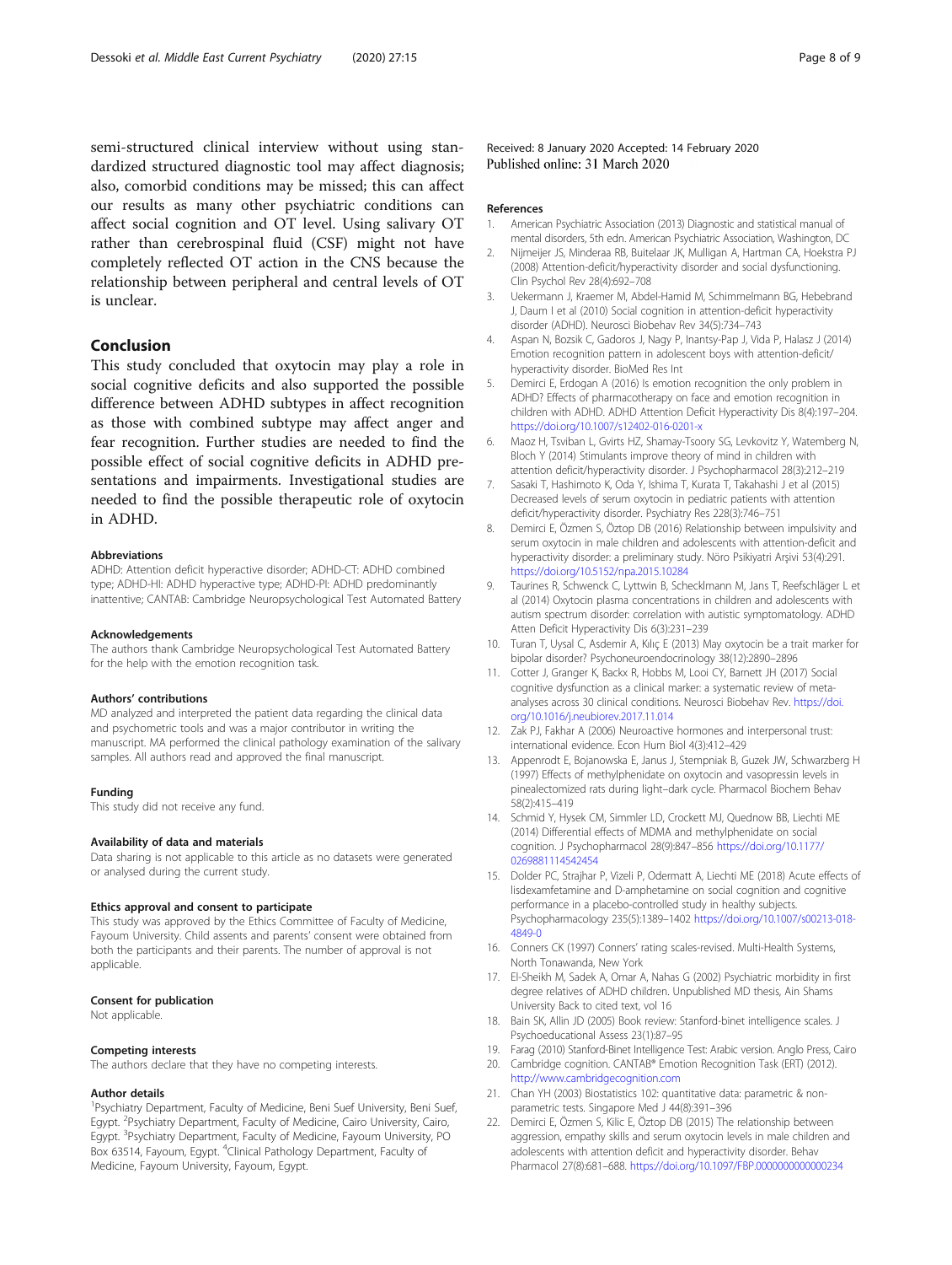semi-structured clinical interview without using standardized structured diagnostic tool may affect diagnosis; also, comorbid conditions may be missed; this can affect our results as many other psychiatric conditions can affect social cognition and OT level. Using salivary OT rather than cerebrospinal fluid (CSF) might not have completely reflected OT action in the CNS because the relationship between peripheral and central levels of OT is unclear.

## Conclusion

This study concluded that oxytocin may play a role in social cognitive deficits and also supported the possible difference between ADHD subtypes in affect recognition as those with combined subtype may affect anger and fear recognition. Further studies are needed to find the possible effect of social cognitive deficits in ADHD presentations and impairments. Investigational studies are needed to find the possible therapeutic role of oxytocin in ADHD.

#### Abbreviations

ADHD: Attention deficit hyperactive disorder; ADHD-CT: ADHD combined type; ADHD-HI: ADHD hyperactive type; ADHD-PI: ADHD predominantly inattentive; CANTAB: Cambridge Neuropsychological Test Automated Battery

#### Acknowledgements

The authors thank Cambridge Neuropsychological Test Automated Battery for the help with the emotion recognition task.

#### Authors' contributions

MD analyzed and interpreted the patient data regarding the clinical data and psychometric tools and was a major contributor in writing the manuscript. MA performed the clinical pathology examination of the salivary samples. All authors read and approved the final manuscript.

#### Funding

This study did not receive any fund.

#### Availability of data and materials

Data sharing is not applicable to this article as no datasets were generated or analysed during the current study.

#### Ethics approval and consent to participate

This study was approved by the Ethics Committee of Faculty of Medicine, Fayoum University. Child assents and parents' consent were obtained from both the participants and their parents. The number of approval is not applicable.

#### Consent for publication

Not applicable.

#### Competing interests

The authors declare that they have no competing interests.

#### Author details

[1]Psychiatry Department, Faculty of Medicine, Beni Suef University, Beni Suef, Egypt. [2]Psychiatry Department, Faculty of Medicine, Cairo University, Cairo, Egypt. [3]Psychiatry Department, Faculty of Medicine, Fayoum University, PO Box 63514, Fayoum, Egypt. [4]Clinical Pathology Department, Faculty of Medicine, Fayoum University, Fayoum, Egypt.

Received: 8 January 2020 Accepted: 14 February 2020
Published online: 31 March 2020

#### References

1. American Psychiatric Association (2013) Diagnostic and statistical manual of mental disorders, 5th edn. American Psychiatric Association, Washington, DC
2. Nijmeijer JS, Minderaa RB, Buitelaar JK, Mulligan A, Hartman CA, Hoekstra PJ (2008) Attention-deficit/hyperactivity disorder and social dysfunctioning. Clin Psychol Rev 28(4):692–708
3. Uekermann J, Kraemer M, Abdel-Hamid M, Schimmelmann BG, Hebebrand J, Daum I et al (2010) Social cognition in attention-deficit hyperactivity disorder (ADHD). Neurosci Biobehav Rev 34(5):734–743
4. Aspan N, Bozsik C, Gadoros J, Nagy P, Inantsy-Pap J, Vida P, Halasz J (2014) Emotion recognition pattern in adolescent boys with attention-deficit/hyperactivity disorder. BioMed Res Int
5. Demirci E, Erdogan A (2016) Is emotion recognition the only problem in ADHD? Effects of pharmacotherapy on face and emotion recognition in children with ADHD. ADHD Attention Deficit Hyperactivity Dis 8(4):197–204. https://doi.org/10.1007/s12402-016-0201-x
6. Maoz H, Tsviban L, Gvirts HZ, Shamay-Tsoory SG, Levkovitz Y, Watemberg N, Bloch Y (2014) Stimulants improve theory of mind in children with attention deficit/hyperactivity disorder. J Psychopharmacol 28(3):212–219
7. Sasaki T, Hashimoto K, Oda Y, Ishima T, Kurata T, Takahashi J et al (2015) Decreased levels of serum oxytocin in pediatric patients with attention deficit/hyperactivity disorder. Psychiatry Res 228(3):746–751
8. Demirci E, Özmen S, Öztop DB (2016) Relationship between impulsivity and serum oxytocin in male children and adolescents with attention-deficit and hyperactivity disorder: a preliminary study. Nöro Psikiyatri Arşivi 53(4):291. https://doi.org/10.5152/npa.2015.10284
9. Taurines R, Schwenck C, Lyttwin B, Schecklmann M, Jans T, Reefschläger L et al (2014) Oxytocin plasma concentrations in children and adolescents with autism spectrum disorder: correlation with autistic symptomatology. ADHD Atten Deficit Hyperactivity Dis 6(3):231–239
10. Turan T, Uysal C, Asdemir A, Kılıç E (2013) May oxytocin be a trait marker for bipolar disorder? Psychoneuroendocrinology 38(12):2890–2896
11. Cotter J, Granger K, Backx R, Hobbs M, Looi CY, Barnett JH (2017) Social cognitive dysfunction as a clinical marker: a systematic review of meta-analyses across 30 clinical conditions. Neurosci Biobehav Rev. https://doi.org/10.1016/j.neubiorev.2017.11.014
12. Zak PJ, Fakhar A (2006) Neuroactive hormones and interpersonal trust: international evidence. Econ Hum Biol 4(3):412–429
13. Appenrodt E, Bojanowska E, Janus J, Stempniak B, Guzek JW, Schwarzberg H (1997) Effects of methylphenidate on oxytocin and vasopressin levels in pinealectomized rats during light–dark cycle. Pharmacol Biochem Behav 58(2):415–419
14. Schmid Y, Hysek CM, Simmler LD, Crockett MJ, Quednow BB, Liechti ME (2014) Differential effects of MDMA and methylphenidate on social cognition. J Psychopharmacol 28(9):847–856 https://doi.org/10.1177/0269881114542454
15. Dolder PC, Strajhar P, Vizeli P, Odermatt A, Liechti ME (2018) Acute effects of lisdexamfetamine and D-amphetamine on social cognition and cognitive performance in a placebo-controlled study in healthy subjects. Psychopharmacology 235(5):1389–1402 https://doi.org/10.1007/s00213-018-4849-0
16. Conners CK (1997) Conners' rating scales-revised. Multi-Health Systems, North Tonawanda, New York
17. El-Sheikh M, Sadek A, Omar A, Nahas G (2002) Psychiatric morbidity in first degree relatives of ADHD children. Unpublished MD thesis, Ain Shams University Back to cited text, vol 16
18. Bain SK, Allin JD (2005) Book review: Stanford-binet intelligence scales. J Psychoeducational Assess 23(1):87–95
19. Farag (2010) Stanford-Binet Intelligence Test: Arabic version. Anglo Press, Cairo
20. Cambridge cognition. CANTAB® Emotion Recognition Task (ERT) (2012). http://www.cambridgecognition.com
21. Chan YH (2003) Biostatistics 102: quantitative data: parametric & non-parametric tests. Singapore Med J 44(8):391–396
22. Demirci E, Özmen S, Kilic E, Öztop DB (2015) The relationship between aggression, empathy skills and serum oxytocin levels in male children and adolescents with attention deficit and hyperactivity disorder. Behav Pharmacol 27(8):681–688. https://doi.org/10.1097/FBP.0000000000000234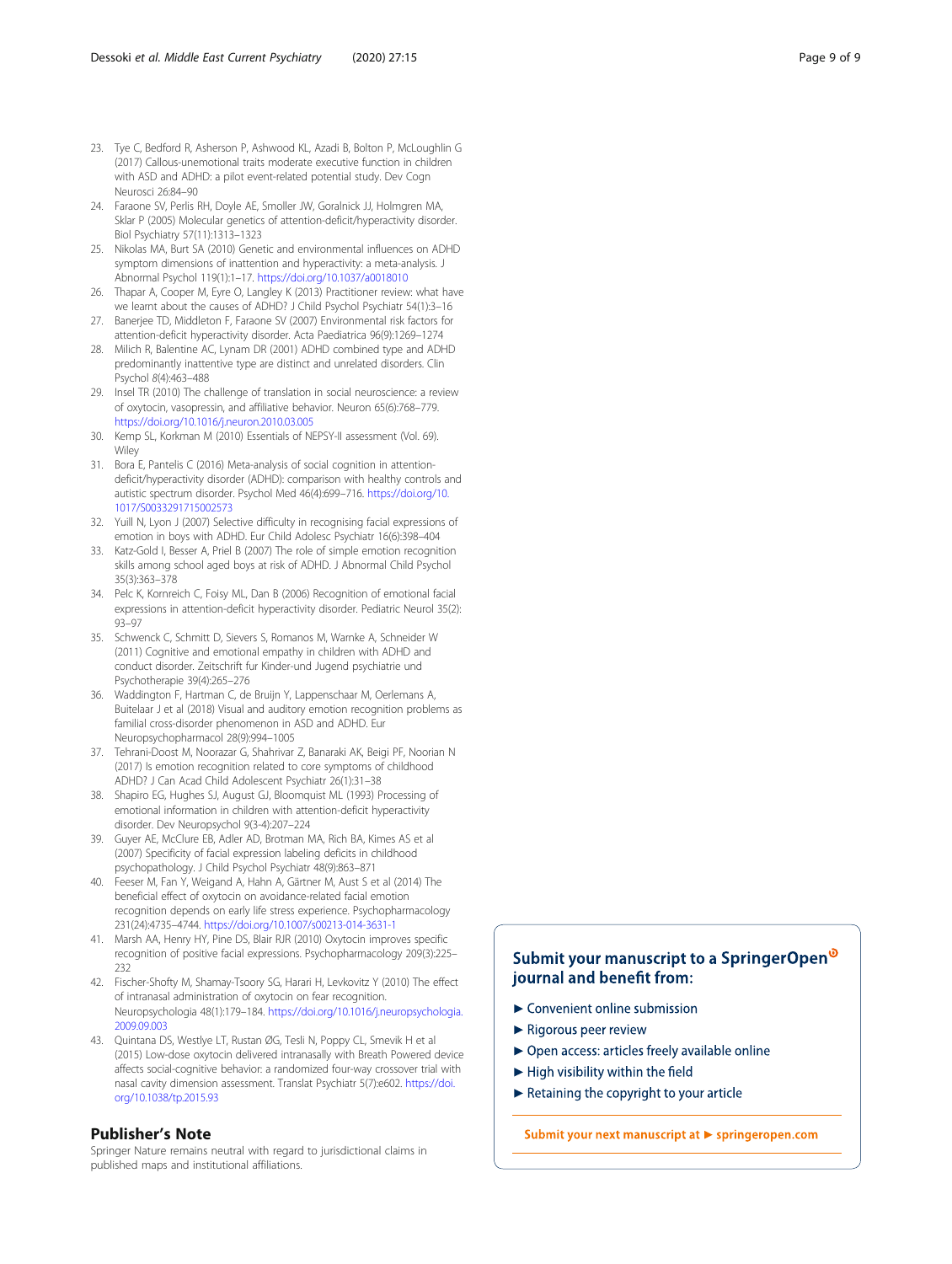23. Tye C, Bedford R, Asherson P, Ashwood KL, Azadi B, Bolton P, McLoughlin G (2017) Callous-unemotional traits moderate executive function in children with ASD and ADHD: a pilot event-related potential study. Dev Cogn Neurosci 26:84–90
24. Faraone SV, Perlis RH, Doyle AE, Smoller JW, Goralnick JJ, Holmgren MA, Sklar P (2005) Molecular genetics of attention-deficit/hyperactivity disorder. Biol Psychiatry 57(11):1313–1323
25. Nikolas MA, Burt SA (2010) Genetic and environmental influences on ADHD symptom dimensions of inattention and hyperactivity: a meta-analysis. J Abnormal Psychol 119(1):1–17. https://doi.org/10.1037/a0018010
26. Thapar A, Cooper M, Eyre O, Langley K (2013) Practitioner review: what have we learnt about the causes of ADHD? J Child Psychol Psychiatr 54(1):3–16
27. Banerjee TD, Middleton F, Faraone SV (2007) Environmental risk factors for attention-deficit hyperactivity disorder. Acta Paediatrica 96(9):1269–1274
28. Milich R, Balentine AC, Lynam DR (2001) ADHD combined type and ADHD predominantly inattentive type are distinct and unrelated disorders. Clin Psychol 8(4):463–488
29. Insel TR (2010) The challenge of translation in social neuroscience: a review of oxytocin, vasopressin, and affiliative behavior. Neuron 65(6):768–779. https://doi.org/10.1016/j.neuron.2010.03.005
30. Kemp SL, Korkman M (2010) Essentials of NEPSY-II assessment (Vol. 69). Wiley
31. Bora E, Pantelis C (2016) Meta-analysis of social cognition in attention-deficit/hyperactivity disorder (ADHD): comparison with healthy controls and autistic spectrum disorder. Psychol Med 46(4):699–716. https://doi.org/10.1017/S0033291715002573
32. Yuill N, Lyon J (2007) Selective difficulty in recognising facial expressions of emotion in boys with ADHD. Eur Child Adolesc Psychiatr 16(6):398–404
33. Katz-Gold I, Besser A, Priel B (2007) The role of simple emotion recognition skills among school aged boys at risk of ADHD. J Abnormal Child Psychol 35(3):363–378
34. Pelc K, Kornreich C, Foisy ML, Dan B (2006) Recognition of emotional facial expressions in attention-deficit hyperactivity disorder. Pediatric Neurol 35(2):93–97
35. Schwenck C, Schmitt D, Sievers S, Romanos M, Warnke A, Schneider W (2011) Cognitive and emotional empathy in children with ADHD and conduct disorder. Zeitschrift fur Kinder-und Jugend psychiatrie und Psychotherapie 39(4):265–276
36. Waddington F, Hartman C, de Bruijn Y, Lappenschaar M, Oerlemans A, Buitelaar J et al (2018) Visual and auditory emotion recognition problems as familial cross-disorder phenomenon in ASD and ADHD. Eur Neuropsychopharmacol 28(9):994–1005
37. Tehrani-Doost M, Noorazar G, Shahrivar Z, Banaraki AK, Beigi PF, Noorian N (2017) Is emotion recognition related to core symptoms of childhood ADHD? J Can Acad Child Adolescent Psychiatr 26(1):31–38
38. Shapiro EG, Hughes SJ, August GJ, Bloomquist ML (1993) Processing of emotional information in children with attention-deficit hyperactivity disorder. Dev Neuropsychol 9(3-4):207–224
39. Guyer AE, McClure EB, Adler AD, Brotman MA, Rich BA, Kimes AS et al (2007) Specificity of facial expression labeling deficits in childhood psychopathology. J Child Psychol Psychiatr 48(9):863–871
40. Feeser M, Fan Y, Weigand A, Hahn A, Gärtner M, Aust S et al (2014) The beneficial effect of oxytocin on avoidance-related facial emotion recognition depends on early life stress experience. Psychopharmacology 231(24):4735–4744. https://doi.org/10.1007/s00213-014-3631-1
41. Marsh AA, Henry HY, Pine DS, Blair RJR (2010) Oxytocin improves specific recognition of positive facial expressions. Psychopharmacology 209(3):225–232
42. Fischer-Shofty M, Shamay-Tsoory SG, Harari H, Levkovitz Y (2010) The effect of intranasal administration of oxytocin on fear recognition. Neuropsychologia 48(1):179–184. https://doi.org/10.1016/j.neuropsychologia.2009.09.003
43. Quintana DS, Westlye LT, Rustan ØG, Tesli N, Poppy CL, Smevik H et al (2015) Low-dose oxytocin delivered intranasally with Breath Powered device affects social-cognitive behavior: a randomized four-way crossover trial with nasal cavity dimension assessment. Translat Psychiatr 5(7):e602. https://doi.org/10.1038/tp.2015.93

## Publisher's Note

Springer Nature remains neutral with regard to jurisdictional claims in published maps and institutional affiliations.